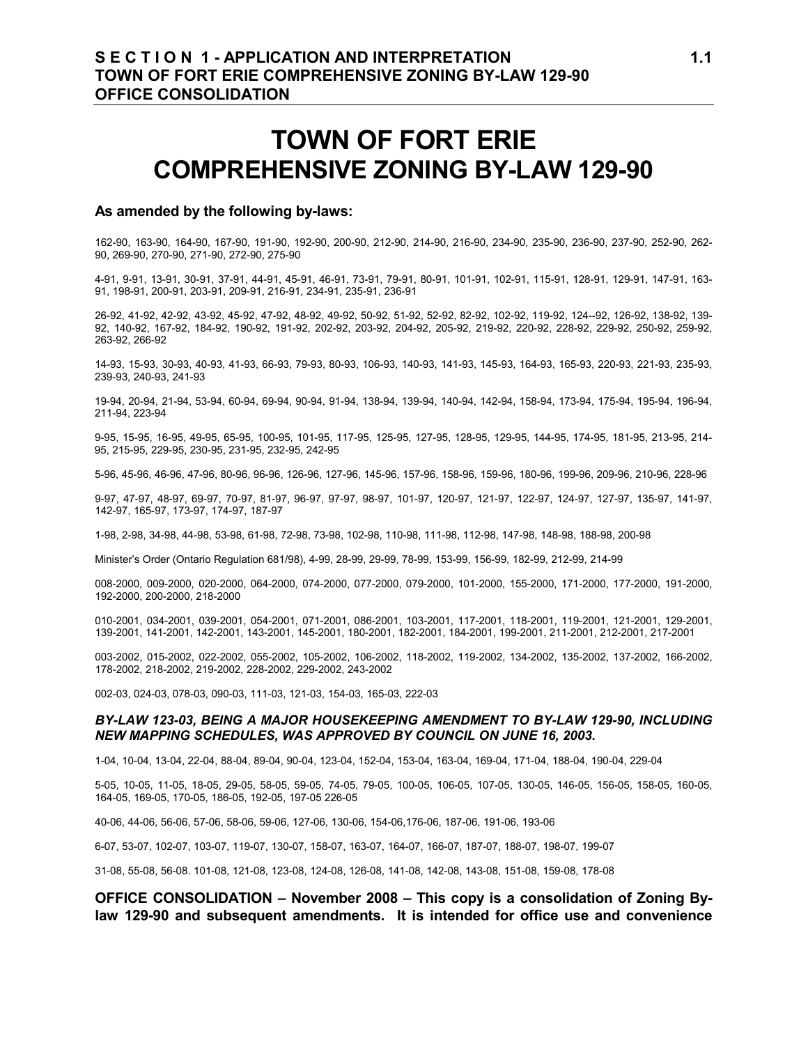# TOWN OF FORT ERIE COMPREHENSIVE ZONING BY-LAW 129-90

**As amended by the following by-laws:**

162-90, 163-90, 164-90, 167-90, 191-90, 192-90, 200-90, 212-90, 214-90, 216-90, 234-90, 235-90, 236-90, 237-90, 252-90, 262-90, 269-90, 270-90, 271-90, 272-90, 275-90

4-91, 9-91, 13-91, 30-91, 37-91, 44-91, 45-91, 46-91, 73-91, 79-91, 80-91, 101-91, 102-91, 115-91, 128-91, 129-91, 147-91, 163-91, 198-91, 200-91, 203-91, 209-91, 216-91, 234-91, 235-91, 236-91

26-92, 41-92, 42-92, 43-92, 45-92, 47-92, 48-92, 49-92, 50-92, 51-92, 52-92, 82-92, 102-92, 119-92, 124--92, 126-92, 138-92, 139-92, 140-92, 167-92, 184-92, 190-92, 191-92, 202-92, 203-92, 204-92, 205-92, 219-92, 220-92, 228-92, 229-92, 250-92, 259-92, 263-92, 266-92

14-93, 15-93, 30-93, 40-93, 41-93, 66-93, 79-93, 80-93, 106-93, 140-93, 141-93, 145-93, 164-93, 165-93, 220-93, 221-93, 235-93, 239-93, 240-93, 241-93

19-94, 20-94, 21-94, 53-94, 60-94, 69-94, 90-94, 91-94, 138-94, 139-94, 140-94, 142-94, 158-94, 173-94, 175-94, 195-94, 196-94, 211-94, 223-94

9-95, 15-95, 16-95, 49-95, 65-95, 100-95, 101-95, 117-95, 125-95, 127-95, 128-95, 129-95, 144-95, 174-95, 181-95, 213-95, 214-95, 215-95, 229-95, 230-95, 231-95, 232-95, 242-95

5-96, 45-96, 46-96, 47-96, 80-96, 96-96, 126-96, 127-96, 145-96, 157-96, 158-96, 159-96, 180-96, 199-96, 209-96, 210-96, 228-96

9-97, 47-97, 48-97, 69-97, 70-97, 81-97, 96-97, 97-97, 98-97, 101-97, 120-97, 121-97, 122-97, 124-97, 127-97, 135-97, 141-97, 142-97, 165-97, 173-97, 174-97, 187-97

1-98, 2-98, 34-98, 44-98, 53-98, 61-98, 72-98, 73-98, 102-98, 110-98, 111-98, 112-98, 147-98, 148-98, 188-98, 200-98

Minister's Order (Ontario Regulation 681/98), 4-99, 28-99, 29-99, 78-99, 153-99, 156-99, 182-99, 212-99, 214-99

008-2000, 009-2000, 020-2000, 064-2000, 074-2000, 077-2000, 079-2000, 101-2000, 155-2000, 171-2000, 177-2000, 191-2000, 192-2000, 200-2000, 218-2000

010-2001, 034-2001, 039-2001, 054-2001, 071-2001, 086-2001, 103-2001, 117-2001, 118-2001, 119-2001, 121-2001, 129-2001, 139-2001, 141-2001, 142-2001, 143-2001, 145-2001, 180-2001, 182-2001, 184-2001, 199-2001, 211-2001, 212-2001, 217-2001

003-2002, 015-2002, 022-2002, 055-2002, 105-2002, 106-2002, 118-2002, 119-2002, 134-2002, 135-2002, 137-2002, 166-2002, 178-2002, 218-2002, 219-2002, 228-2002, 229-2002, 243-2002

002-03, 024-03, 078-03, 090-03, 111-03, 121-03, 154-03, 165-03, 222-03

***BY-LAW 123-03, BEING A MAJOR HOUSEKEEPING AMENDMENT TO BY-LAW 129-90, INCLUDING NEW MAPPING SCHEDULES, WAS APPROVED BY COUNCIL ON JUNE 16, 2003.***

1-04, 10-04, 13-04, 22-04, 88-04, 89-04, 90-04, 123-04, 152-04, 153-04, 163-04, 169-04, 171-04, 188-04, 190-04, 229-04

5-05, 10-05, 11-05, 18-05, 29-05, 58-05, 59-05, 74-05, 79-05, 100-05, 106-05, 107-05, 130-05, 146-05, 156-05, 158-05, 160-05, 164-05, 169-05, 170-05, 186-05, 192-05, 197-05 226-05

40-06, 44-06, 56-06, 57-06, 58-06, 59-06, 127-06, 130-06, 154-06,176-06, 187-06, 191-06, 193-06

6-07, 53-07, 102-07, 103-07, 119-07, 130-07, 158-07, 163-07, 164-07, 166-07, 187-07, 188-07, 198-07, 199-07

31-08, 55-08, 56-08. 101-08, 121-08, 123-08, 124-08, 126-08, 141-08, 142-08, 143-08, 151-08, 159-08, 178-08

**OFFICE CONSOLIDATION – November 2008 – This copy is a consolidation of Zoning By-law 129-90 and subsequent amendments. It is intended for office use and convenience**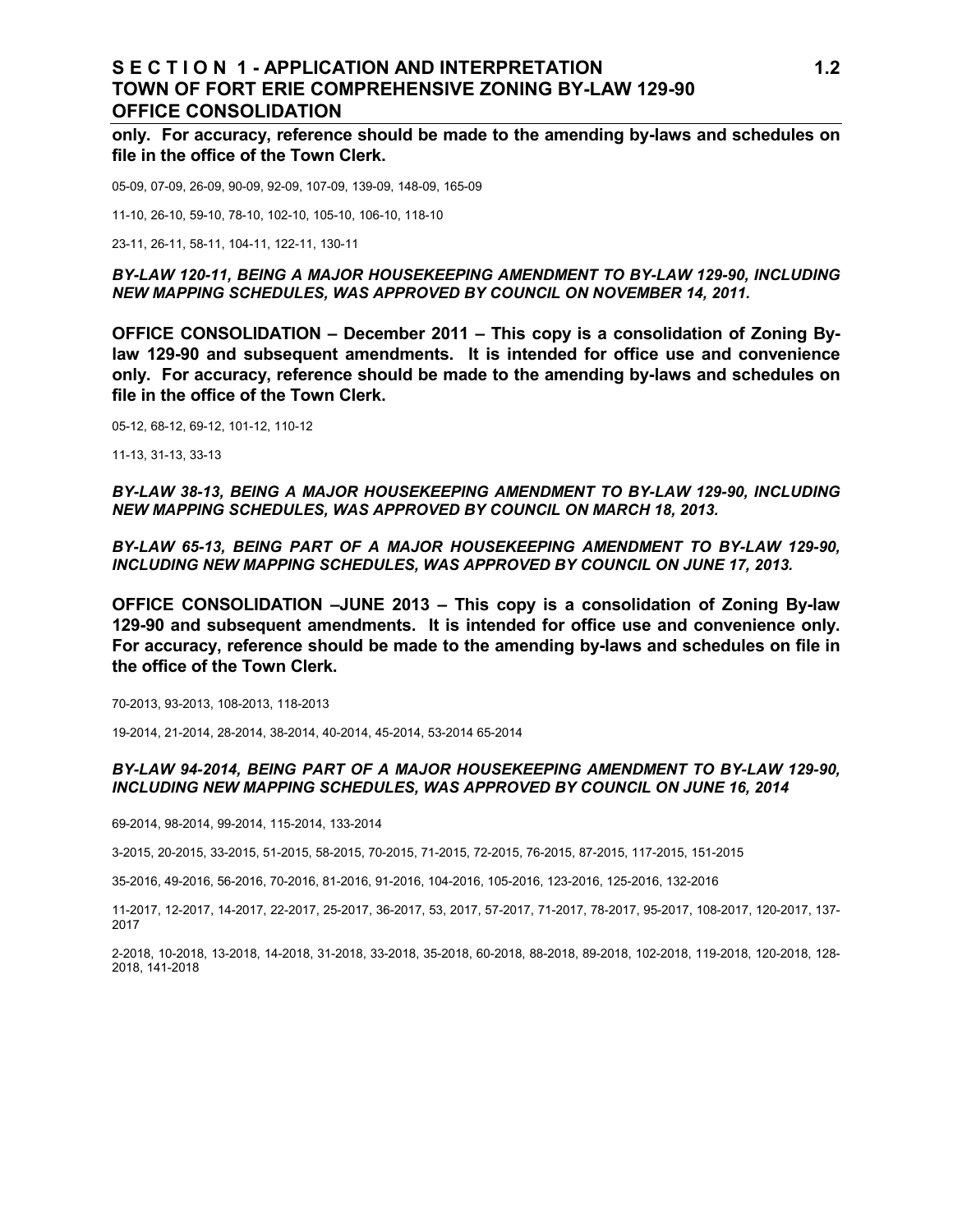**only. For accuracy, reference should be made to the amending by-laws and schedules on file in the office of the Town Clerk.**

05-09, 07-09, 26-09, 90-09, 92-09, 107-09, 139-09, 148-09, 165-09

11-10, 26-10, 59-10, 78-10, 102-10, 105-10, 106-10, 118-10

23-11, 26-11, 58-11, 104-11, 122-11, 130-11

***BY-LAW 120-11, BEING A MAJOR HOUSEKEEPING AMENDMENT TO BY-LAW 129-90, INCLUDING NEW MAPPING SCHEDULES, WAS APPROVED BY COUNCIL ON NOVEMBER 14, 2011.***

**OFFICE CONSOLIDATION – December 2011 – This copy is a consolidation of Zoning By-law 129-90 and subsequent amendments. It is intended for office use and convenience only. For accuracy, reference should be made to the amending by-laws and schedules on file in the office of the Town Clerk.**

05-12, 68-12, 69-12, 101-12, 110-12

11-13, 31-13, 33-13

***BY-LAW 38-13, BEING A MAJOR HOUSEKEEPING AMENDMENT TO BY-LAW 129-90, INCLUDING NEW MAPPING SCHEDULES, WAS APPROVED BY COUNCIL ON MARCH 18, 2013.***

***BY-LAW 65-13, BEING PART OF A MAJOR HOUSEKEEPING AMENDMENT TO BY-LAW 129-90, INCLUDING NEW MAPPING SCHEDULES, WAS APPROVED BY COUNCIL ON JUNE 17, 2013.***

**OFFICE CONSOLIDATION –JUNE 2013 – This copy is a consolidation of Zoning By-law 129-90 and subsequent amendments. It is intended for office use and convenience only. For accuracy, reference should be made to the amending by-laws and schedules on file in the office of the Town Clerk.**

70-2013, 93-2013, 108-2013, 118-2013

19-2014, 21-2014, 28-2014, 38-2014, 40-2014, 45-2014, 53-2014 65-2014

***BY-LAW 94-2014, BEING PART OF A MAJOR HOUSEKEEPING AMENDMENT TO BY-LAW 129-90, INCLUDING NEW MAPPING SCHEDULES, WAS APPROVED BY COUNCIL ON JUNE 16, 2014***

69-2014, 98-2014, 99-2014, 115-2014, 133-2014

3-2015, 20-2015, 33-2015, 51-2015, 58-2015, 70-2015, 71-2015, 72-2015, 76-2015, 87-2015, 117-2015, 151-2015

35-2016, 49-2016, 56-2016, 70-2016, 81-2016, 91-2016, 104-2016, 105-2016, 123-2016, 125-2016, 132-2016

11-2017, 12-2017, 14-2017, 22-2017, 25-2017, 36-2017, 53, 2017, 57-2017, 71-2017, 78-2017, 95-2017, 108-2017, 120-2017, 137-2017

2-2018, 10-2018, 13-2018, 14-2018, 31-2018, 33-2018, 35-2018, 60-2018, 88-2018, 89-2018, 102-2018, 119-2018, 120-2018, 128-2018, 141-2018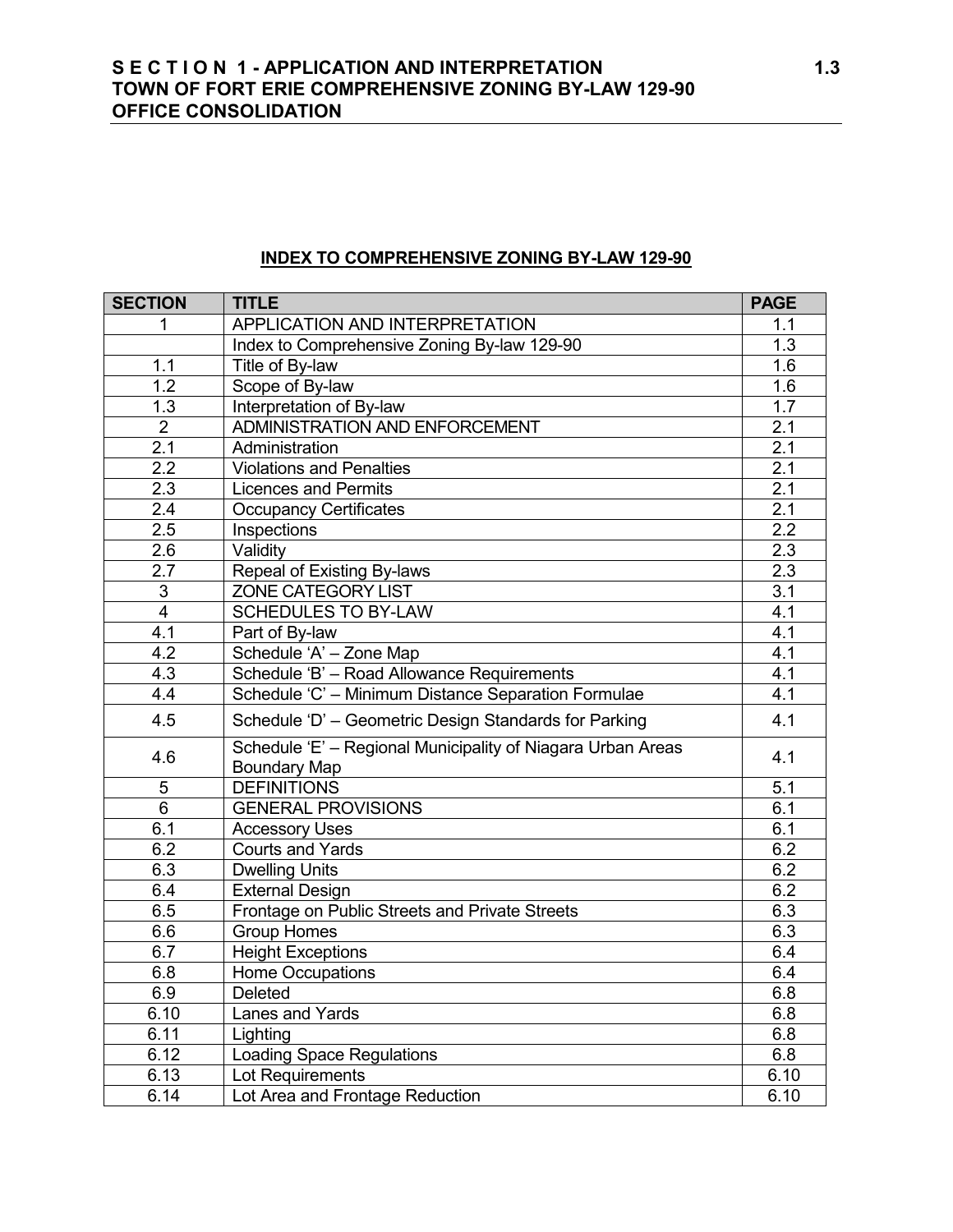## INDEX TO COMPREHENSIVE ZONING BY-LAW 129-90

| SECTION | TITLE | PAGE |
|---|---|---|
| 1 | APPLICATION AND INTERPRETATION | 1.1 |
| | Index to Comprehensive Zoning By-law 129-90 | 1.3 |
| 1.1 | Title of By-law | 1.6 |
| 1.2 | Scope of By-law | 1.6 |
| 1.3 | Interpretation of By-law | 1.7 |
| 2 | ADMINISTRATION AND ENFORCEMENT | 2.1 |
| 2.1 | Administration | 2.1 |
| 2.2 | Violations and Penalties | 2.1 |
| 2.3 | Licences and Permits | 2.1 |
| 2.4 | Occupancy Certificates | 2.1 |
| 2.5 | Inspections | 2.2 |
| 2.6 | Validity | 2.3 |
| 2.7 | Repeal of Existing By-laws | 2.3 |
| 3 | ZONE CATEGORY LIST | 3.1 |
| 4 | SCHEDULES TO BY-LAW | 4.1 |
| 4.1 | Part of By-law | 4.1 |
| 4.2 | Schedule 'A' – Zone Map | 4.1 |
| 4.3 | Schedule 'B' – Road Allowance Requirements | 4.1 |
| 4.4 | Schedule 'C' – Minimum Distance Separation Formulae | 4.1 |
| 4.5 | Schedule 'D' – Geometric Design Standards for Parking | 4.1 |
| 4.6 | Schedule 'E' – Regional Municipality of Niagara Urban Areas Boundary Map | 4.1 |
| 5 | DEFINITIONS | 5.1 |
| 6 | GENERAL PROVISIONS | 6.1 |
| 6.1 | Accessory Uses | 6.1 |
| 6.2 | Courts and Yards | 6.2 |
| 6.3 | Dwelling Units | 6.2 |
| 6.4 | External Design | 6.2 |
| 6.5 | Frontage on Public Streets and Private Streets | 6.3 |
| 6.6 | Group Homes | 6.3 |
| 6.7 | Height Exceptions | 6.4 |
| 6.8 | Home Occupations | 6.4 |
| 6.9 | Deleted | 6.8 |
| 6.10 | Lanes and Yards | 6.8 |
| 6.11 | Lighting | 6.8 |
| 6.12 | Loading Space Regulations | 6.8 |
| 6.13 | Lot Requirements | 6.10 |
| 6.14 | Lot Area and Frontage Reduction | 6.10 |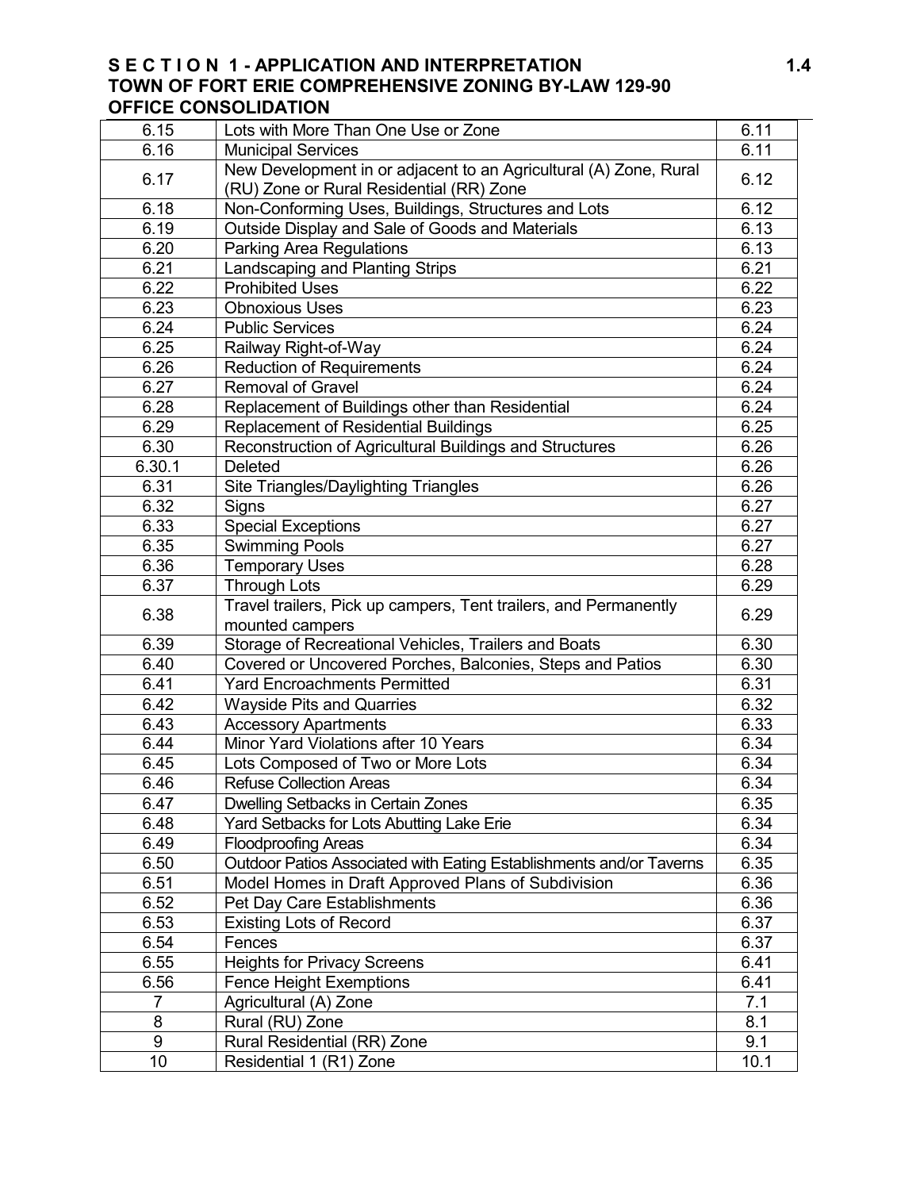| 6.15 | Lots with More Than One Use or Zone | 6.11 |
|---|---|---|
| 6.16 | Municipal Services | 6.11 |
| 6.17 | New Development in or adjacent to an Agricultural (A) Zone, Rural (RU) Zone or Rural Residential (RR) Zone | 6.12 |
| 6.18 | Non-Conforming Uses, Buildings, Structures and Lots | 6.12 |
| 6.19 | Outside Display and Sale of Goods and Materials | 6.13 |
| 6.20 | Parking Area Regulations | 6.13 |
| 6.21 | Landscaping and Planting Strips | 6.21 |
| 6.22 | Prohibited Uses | 6.22 |
| 6.23 | Obnoxious Uses | 6.23 |
| 6.24 | Public Services | 6.24 |
| 6.25 | Railway Right-of-Way | 6.24 |
| 6.26 | Reduction of Requirements | 6.24 |
| 6.27 | Removal of Gravel | 6.24 |
| 6.28 | Replacement of Buildings other than Residential | 6.24 |
| 6.29 | Replacement of Residential Buildings | 6.25 |
| 6.30 | Reconstruction of Agricultural Buildings and Structures | 6.26 |
| 6.30.1 | Deleted | 6.26 |
| 6.31 | Site Triangles/Daylighting Triangles | 6.26 |
| 6.32 | Signs | 6.27 |
| 6.33 | Special Exceptions | 6.27 |
| 6.35 | Swimming Pools | 6.27 |
| 6.36 | Temporary Uses | 6.28 |
| 6.37 | Through Lots | 6.29 |
| 6.38 | Travel trailers, Pick up campers, Tent trailers, and Permanently mounted campers | 6.29 |
| 6.39 | Storage of Recreational Vehicles, Trailers and Boats | 6.30 |
| 6.40 | Covered or Uncovered Porches, Balconies, Steps and Patios | 6.30 |
| 6.41 | Yard Encroachments Permitted | 6.31 |
| 6.42 | Wayside Pits and Quarries | 6.32 |
| 6.43 | Accessory Apartments | 6.33 |
| 6.44 | Minor Yard Violations after 10 Years | 6.34 |
| 6.45 | Lots Composed of Two or More Lots | 6.34 |
| 6.46 | Refuse Collection Areas | 6.34 |
| 6.47 | Dwelling Setbacks in Certain Zones | 6.35 |
| 6.48 | Yard Setbacks for Lots Abutting Lake Erie | 6.34 |
| 6.49 | Floodproofing Areas | 6.34 |
| 6.50 | Outdoor Patios Associated with Eating Establishments and/or Taverns | 6.35 |
| 6.51 | Model Homes in Draft Approved Plans of Subdivision | 6.36 |
| 6.52 | Pet Day Care Establishments | 6.36 |
| 6.53 | Existing Lots of Record | 6.37 |
| 6.54 | Fences | 6.37 |
| 6.55 | Heights for Privacy Screens | 6.41 |
| 6.56 | Fence Height Exemptions | 6.41 |
| 7 | Agricultural (A) Zone | 7.1 |
| 8 | Rural (RU) Zone | 8.1 |
| 9 | Rural Residential (RR) Zone | 9.1 |
| 10 | Residential 1 (R1) Zone | 10.1 |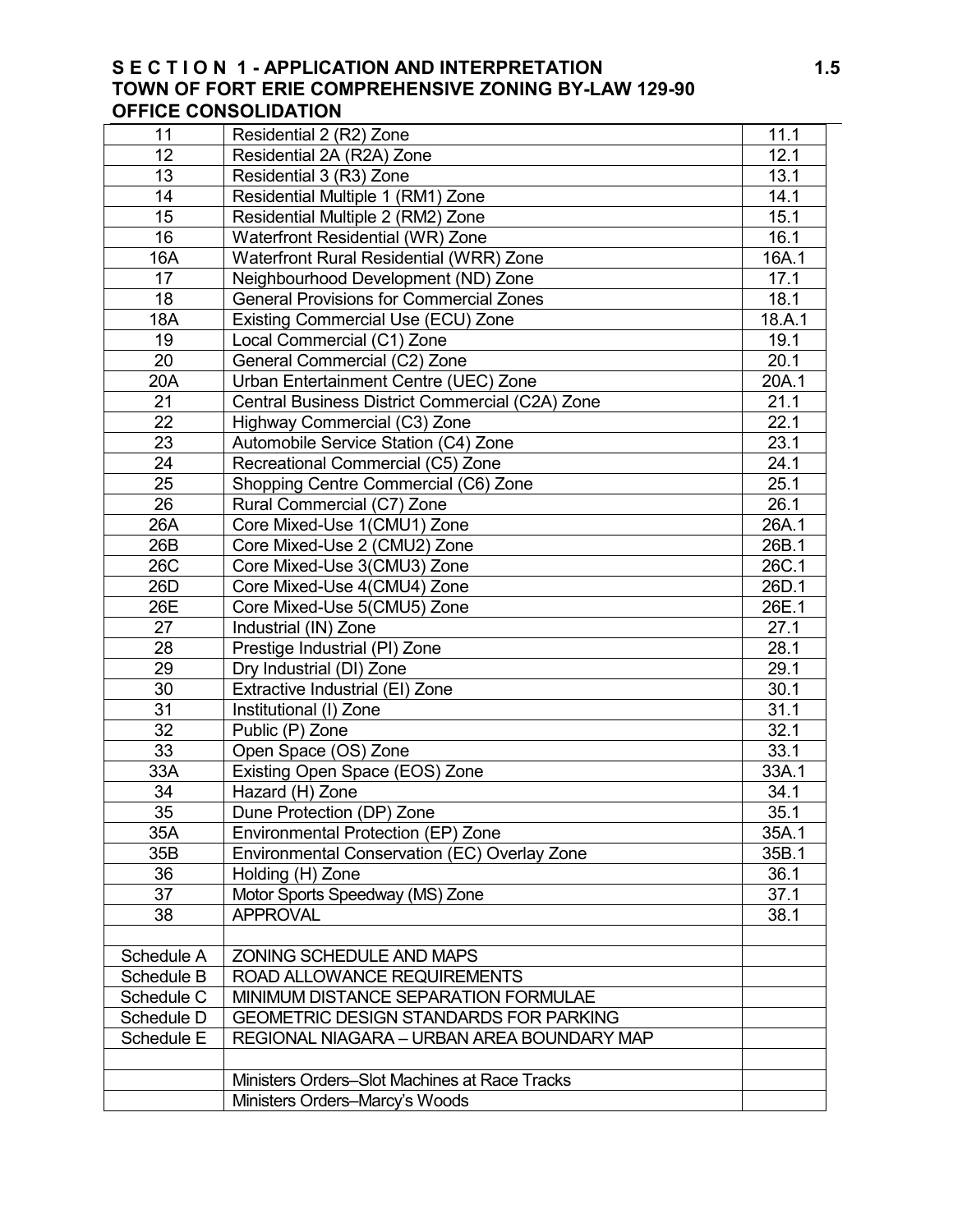| 11 | Residential 2 (R2) Zone | 11.1 |
|---|---|---|
| 12 | Residential 2A (R2A) Zone | 12.1 |
| 13 | Residential 3 (R3) Zone | 13.1 |
| 14 | Residential Multiple 1 (RM1) Zone | 14.1 |
| 15 | Residential Multiple 2 (RM2) Zone | 15.1 |
| 16 | Waterfront Residential (WR) Zone | 16.1 |
| 16A | Waterfront Rural Residential (WRR) Zone | 16A.1 |
| 17 | Neighbourhood Development (ND) Zone | 17.1 |
| 18 | General Provisions for Commercial Zones | 18.1 |
| 18A | Existing Commercial Use (ECU) Zone | 18.A.1 |
| 19 | Local Commercial (C1) Zone | 19.1 |
| 20 | General Commercial (C2) Zone | 20.1 |
| 20A | Urban Entertainment Centre (UEC) Zone | 20A.1 |
| 21 | Central Business District Commercial (C2A) Zone | 21.1 |
| 22 | Highway Commercial (C3) Zone | 22.1 |
| 23 | Automobile Service Station (C4) Zone | 23.1 |
| 24 | Recreational Commercial (C5) Zone | 24.1 |
| 25 | Shopping Centre Commercial (C6) Zone | 25.1 |
| 26 | Rural Commercial (C7) Zone | 26.1 |
| 26A | Core Mixed-Use 1(CMU1) Zone | 26A.1 |
| 26B | Core Mixed-Use 2 (CMU2) Zone | 26B.1 |
| 26C | Core Mixed-Use 3(CMU3) Zone | 26C.1 |
| 26D | Core Mixed-Use 4(CMU4) Zone | 26D.1 |
| 26E | Core Mixed-Use 5(CMU5) Zone | 26E.1 |
| 27 | Industrial (IN) Zone | 27.1 |
| 28 | Prestige Industrial (PI) Zone | 28.1 |
| 29 | Dry Industrial (DI) Zone | 29.1 |
| 30 | Extractive Industrial (EI) Zone | 30.1 |
| 31 | Institutional (I) Zone | 31.1 |
| 32 | Public (P) Zone | 32.1 |
| 33 | Open Space (OS) Zone | 33.1 |
| 33A | Existing Open Space (EOS) Zone | 33A.1 |
| 34 | Hazard (H) Zone | 34.1 |
| 35 | Dune Protection (DP) Zone | 35.1 |
| 35A | Environmental Protection (EP) Zone | 35A.1 |
| 35B | Environmental Conservation (EC) Overlay Zone | 35B.1 |
| 36 | Holding (H) Zone | 36.1 |
| 37 | Motor Sports Speedway (MS) Zone | 37.1 |
| 38 | APPROVAL | 38.1 |
| | | |
| Schedule A | ZONING SCHEDULE AND MAPS | |
| Schedule B | ROAD ALLOWANCE REQUIREMENTS | |
| Schedule C | MINIMUM DISTANCE SEPARATION FORMULAE | |
| Schedule D | GEOMETRIC DESIGN STANDARDS FOR PARKING | |
| Schedule E | REGIONAL NIAGARA – URBAN AREA BOUNDARY MAP | |
| | | |
| | Ministers Orders–Slot Machines at Race Tracks | |
| | Ministers Orders–Marcy's Woods | |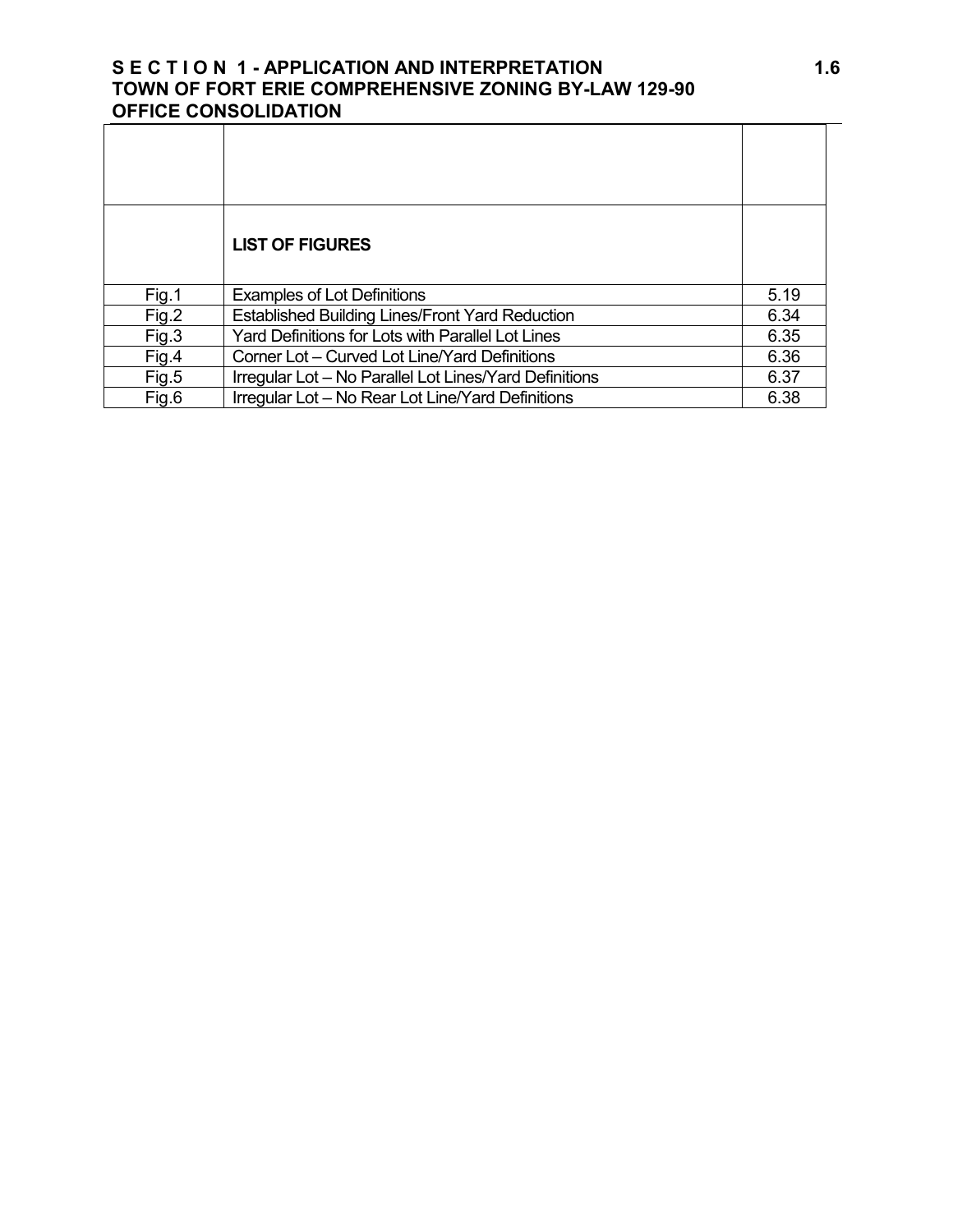| | LIST OF FIGURES | |
|---|---|---|
| Fig.1 | Examples of Lot Definitions | 5.19 |
| Fig.2 | Established Building Lines/Front Yard Reduction | 6.34 |
| Fig.3 | Yard Definitions for Lots with Parallel Lot Lines | 6.35 |
| Fig.4 | Corner Lot – Curved Lot Line/Yard Definitions | 6.36 |
| Fig.5 | Irregular Lot – No Parallel Lot Lines/Yard Definitions | 6.37 |
| Fig.6 | Irregular Lot – No Rear Lot Line/Yard Definitions | 6.38 |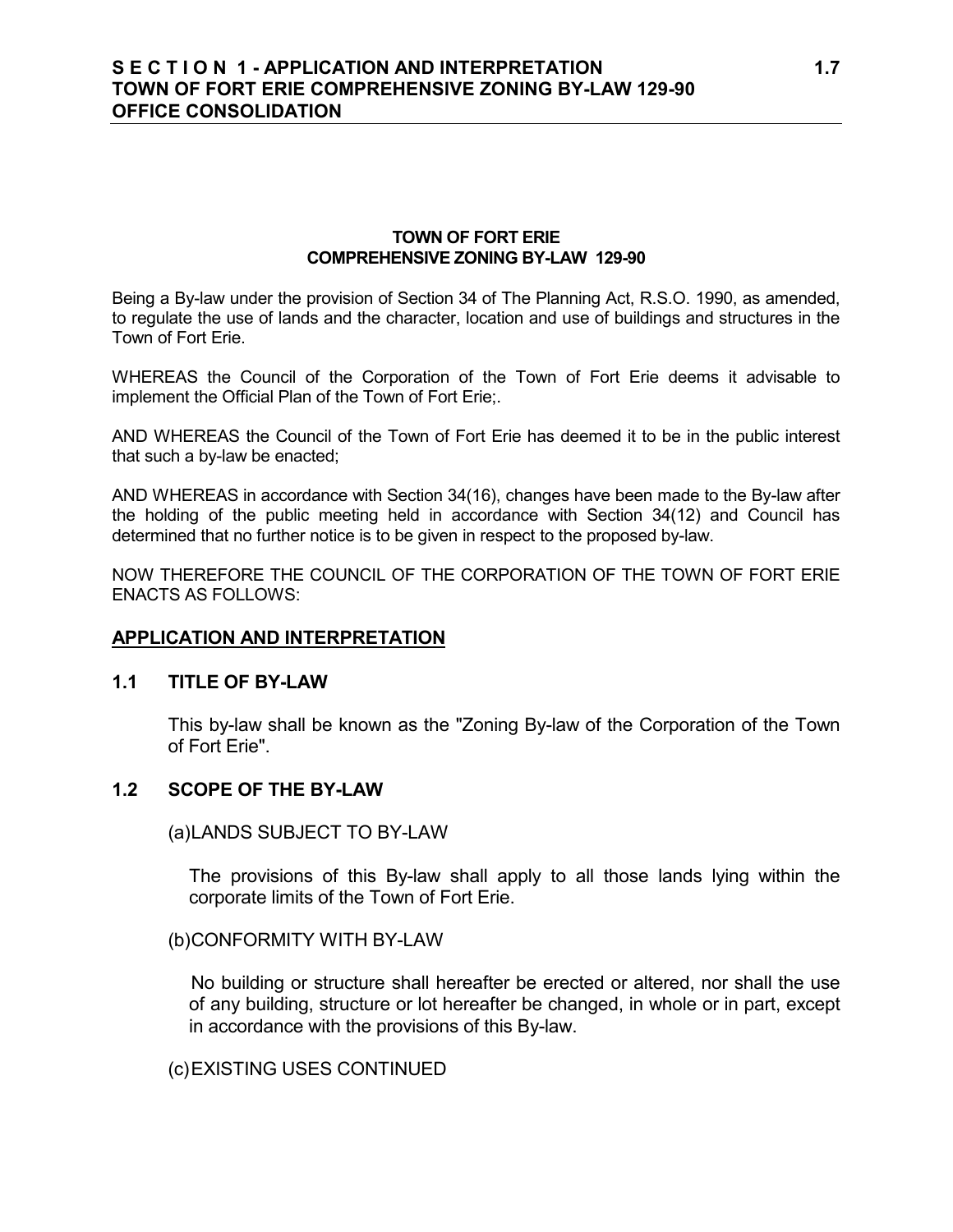**TOWN OF FORT ERIE**
**COMPREHENSIVE ZONING BY-LAW 129-90**

Being a By-law under the provision of Section 34 of The Planning Act, R.S.O. 1990, as amended, to regulate the use of lands and the character, location and use of buildings and structures in the Town of Fort Erie.

WHEREAS the Council of the Corporation of the Town of Fort Erie deems it advisable to implement the Official Plan of the Town of Fort Erie;.

AND WHEREAS the Council of the Town of Fort Erie has deemed it to be in the public interest that such a by-law be enacted;

AND WHEREAS in accordance with Section 34(16), changes have been made to the By-law after the holding of the public meeting held in accordance with Section 34(12) and Council has determined that no further notice is to be given in respect to the proposed by-law.

NOW THEREFORE THE COUNCIL OF THE CORPORATION OF THE TOWN OF FORT ERIE ENACTS AS FOLLOWS:

## APPLICATION AND INTERPRETATION

### 1.1 TITLE OF BY-LAW

This by-law shall be known as the "Zoning By-law of the Corporation of the Town of Fort Erie".

### 1.2 SCOPE OF THE BY-LAW

(a) LANDS SUBJECT TO BY-LAW

The provisions of this By-law shall apply to all those lands lying within the corporate limits of the Town of Fort Erie.

(b) CONFORMITY WITH BY-LAW

No building or structure shall hereafter be erected or altered, nor shall the use of any building, structure or lot hereafter be changed, in whole or in part, except in accordance with the provisions of this By-law.

(c) EXISTING USES CONTINUED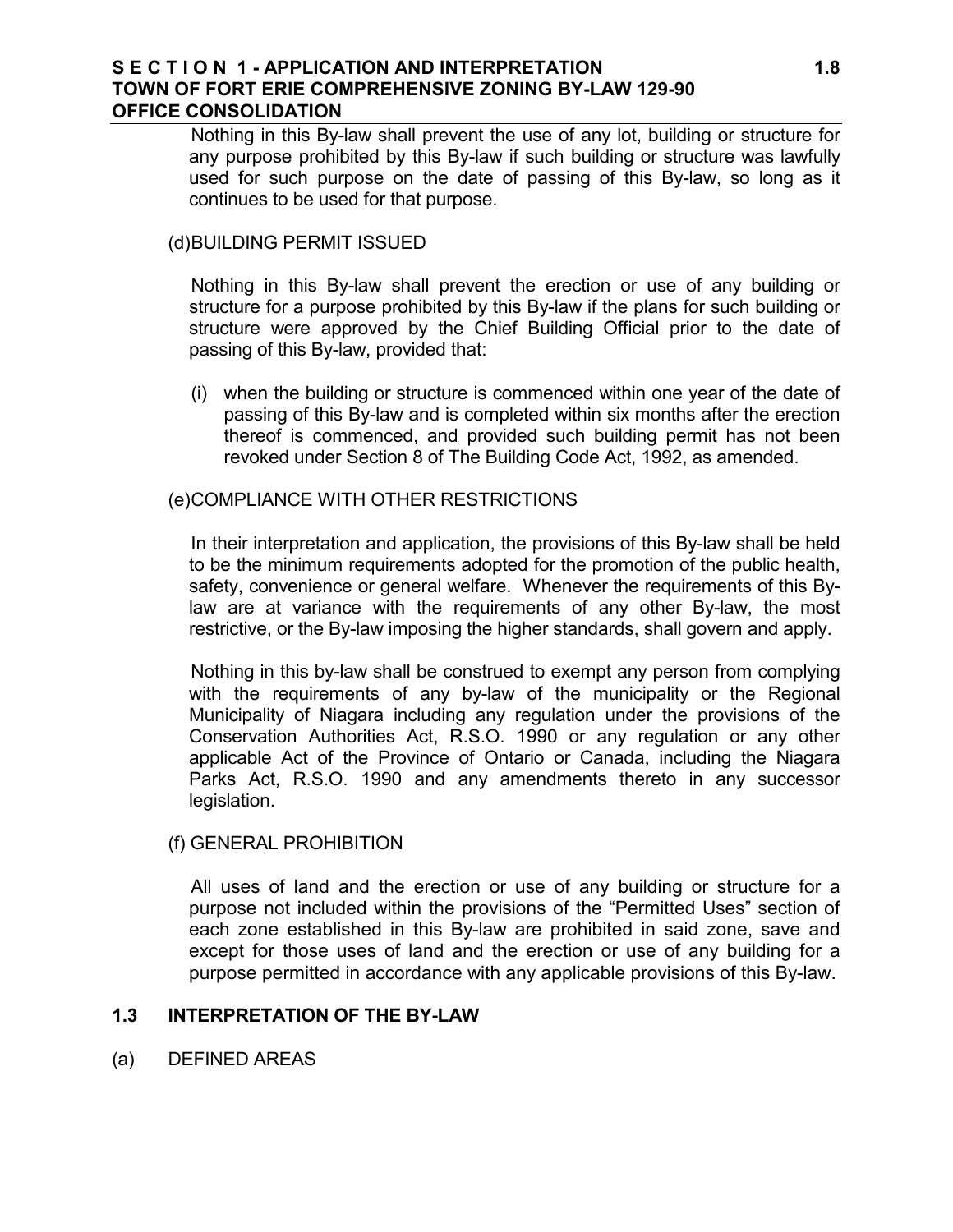Nothing in this By-law shall prevent the use of any lot, building or structure for any purpose prohibited by this By-law if such building or structure was lawfully used for such purpose on the date of passing of this By-law, so long as it continues to be used for that purpose.

(d)BUILDING PERMIT ISSUED

Nothing in this By-law shall prevent the erection or use of any building or structure for a purpose prohibited by this By-law if the plans for such building or structure were approved by the Chief Building Official prior to the date of passing of this By-law, provided that:

(i) when the building or structure is commenced within one year of the date of passing of this By-law and is completed within six months after the erection thereof is commenced, and provided such building permit has not been revoked under Section 8 of The Building Code Act, 1992, as amended.

(e)COMPLIANCE WITH OTHER RESTRICTIONS

In their interpretation and application, the provisions of this By-law shall be held to be the minimum requirements adopted for the promotion of the public health, safety, convenience or general welfare. Whenever the requirements of this By-law are at variance with the requirements of any other By-law, the most restrictive, or the By-law imposing the higher standards, shall govern and apply.

Nothing in this by-law shall be construed to exempt any person from complying with the requirements of any by-law of the municipality or the Regional Municipality of Niagara including any regulation under the provisions of the Conservation Authorities Act, R.S.O. 1990 or any regulation or any other applicable Act of the Province of Ontario or Canada, including the Niagara Parks Act, R.S.O. 1990 and any amendments thereto in any successor legislation.

(f) GENERAL PROHIBITION

All uses of land and the erection or use of any building or structure for a purpose not included within the provisions of the "Permitted Uses" section of each zone established in this By-law are prohibited in said zone, save and except for those uses of land and the erection or use of any building for a purpose permitted in accordance with any applicable provisions of this By-law.

## 1.3 INTERPRETATION OF THE BY-LAW

(a) DEFINED AREAS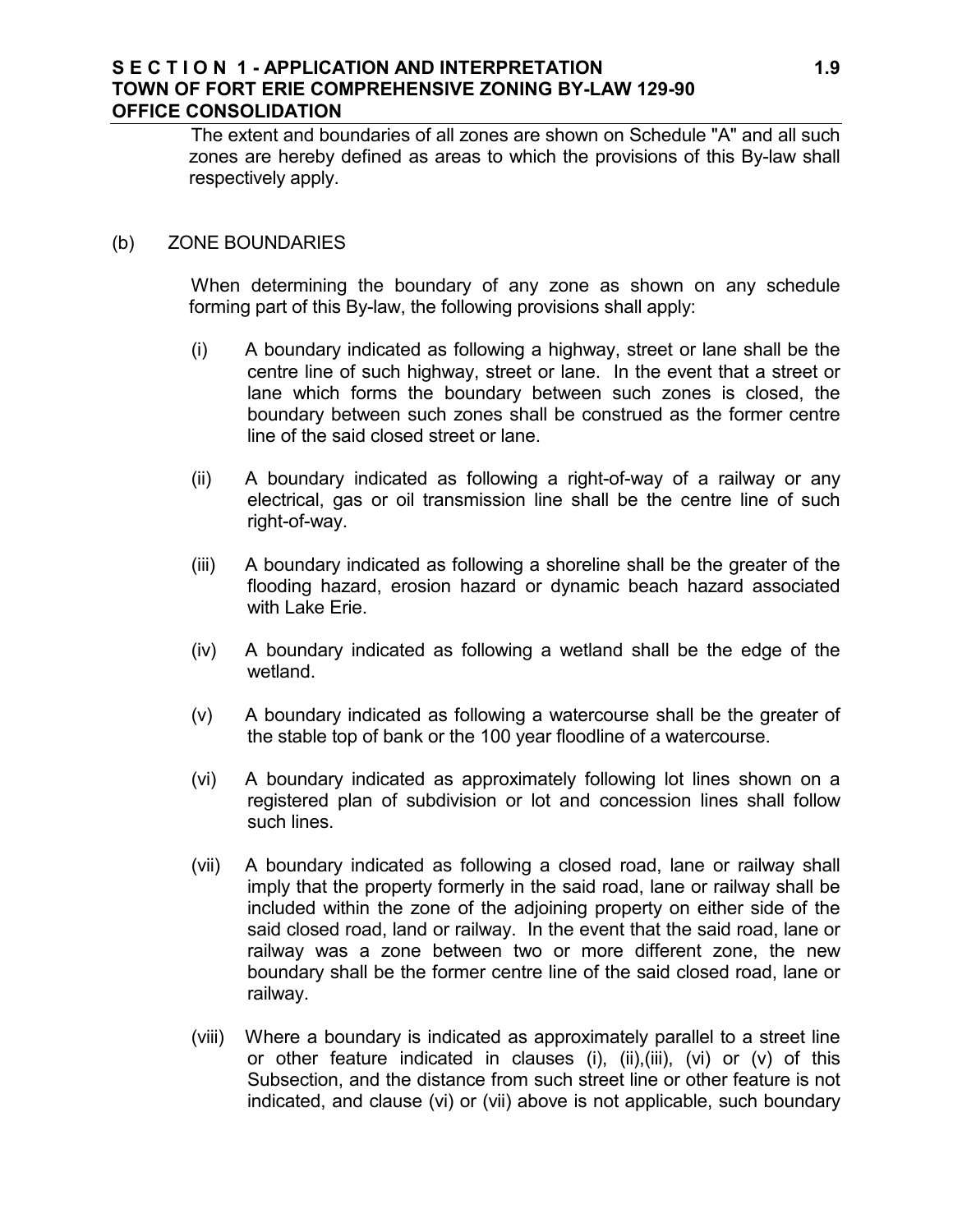The extent and boundaries of all zones are shown on Schedule "A" and all such zones are hereby defined as areas to which the provisions of this By-law shall respectively apply.

(b) ZONE BOUNDARIES

When determining the boundary of any zone as shown on any schedule forming part of this By-law, the following provisions shall apply:

(i) A boundary indicated as following a highway, street or lane shall be the centre line of such highway, street or lane. In the event that a street or lane which forms the boundary between such zones is closed, the boundary between such zones shall be construed as the former centre line of the said closed street or lane.

(ii) A boundary indicated as following a right-of-way of a railway or any electrical, gas or oil transmission line shall be the centre line of such right-of-way.

(iii) A boundary indicated as following a shoreline shall be the greater of the flooding hazard, erosion hazard or dynamic beach hazard associated with Lake Erie.

(iv) A boundary indicated as following a wetland shall be the edge of the wetland.

(v) A boundary indicated as following a watercourse shall be the greater of the stable top of bank or the 100 year floodline of a watercourse.

(vi) A boundary indicated as approximately following lot lines shown on a registered plan of subdivision or lot and concession lines shall follow such lines.

(vii) A boundary indicated as following a closed road, lane or railway shall imply that the property formerly in the said road, lane or railway shall be included within the zone of the adjoining property on either side of the said closed road, land or railway. In the event that the said road, lane or railway was a zone between two or more different zone, the new boundary shall be the former centre line of the said closed road, lane or railway.

(viii) Where a boundary is indicated as approximately parallel to a street line or other feature indicated in clauses (i), (ii),(iii), (vi) or (v) of this Subsection, and the distance from such street line or other feature is not indicated, and clause (vi) or (vii) above is not applicable, such boundary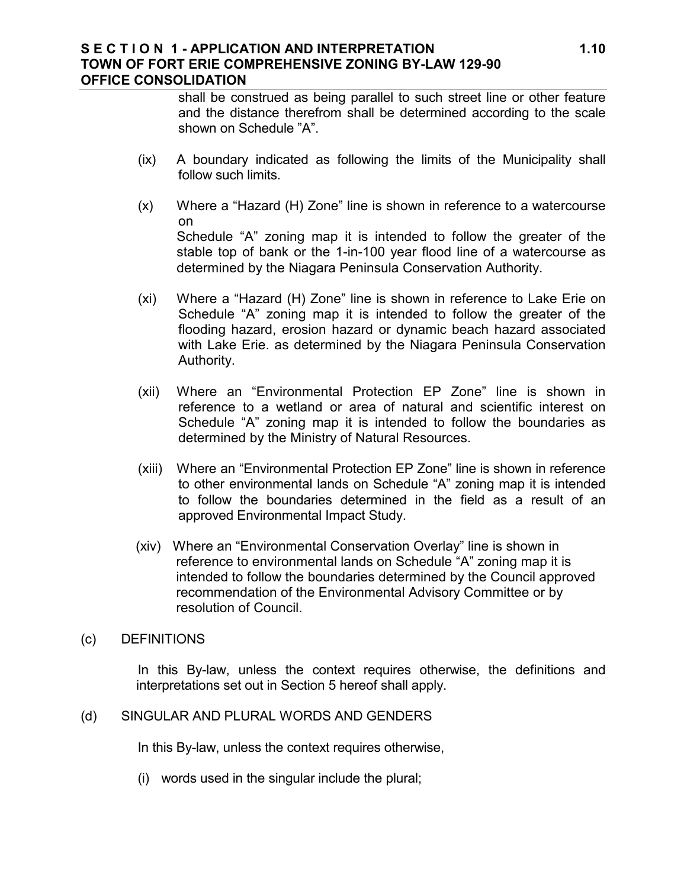shall be construed as being parallel to such street line or other feature and the distance therefrom shall be determined according to the scale shown on Schedule "A".

(ix) A boundary indicated as following the limits of the Municipality shall follow such limits.

(x) Where a "Hazard (H) Zone" line is shown in reference to a watercourse on Schedule "A" zoning map it is intended to follow the greater of the stable top of bank or the 1-in-100 year flood line of a watercourse as determined by the Niagara Peninsula Conservation Authority.

(xi) Where a "Hazard (H) Zone" line is shown in reference to Lake Erie on Schedule "A" zoning map it is intended to follow the greater of the flooding hazard, erosion hazard or dynamic beach hazard associated with Lake Erie. as determined by the Niagara Peninsula Conservation Authority.

(xii) Where an "Environmental Protection EP Zone" line is shown in reference to a wetland or area of natural and scientific interest on Schedule "A" zoning map it is intended to follow the boundaries as determined by the Ministry of Natural Resources.

(xiii) Where an "Environmental Protection EP Zone" line is shown in reference to other environmental lands on Schedule "A" zoning map it is intended to follow the boundaries determined in the field as a result of an approved Environmental Impact Study.

(xiv) Where an "Environmental Conservation Overlay" line is shown in reference to environmental lands on Schedule "A" zoning map it is intended to follow the boundaries determined by the Council approved recommendation of the Environmental Advisory Committee or by resolution of Council.

(c) DEFINITIONS

In this By-law, unless the context requires otherwise, the definitions and interpretations set out in Section 5 hereof shall apply.

(d) SINGULAR AND PLURAL WORDS AND GENDERS

In this By-law, unless the context requires otherwise,

(i) words used in the singular include the plural;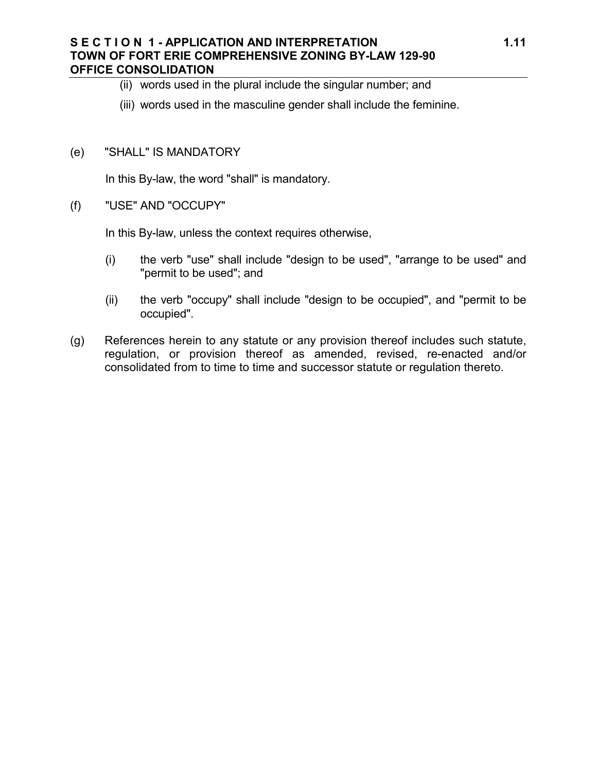(ii) words used in the plural include the singular number; and

(iii) words used in the masculine gender shall include the feminine.

(e) "SHALL" IS MANDATORY

In this By-law, the word "shall" is mandatory.

(f) "USE" AND "OCCUPY"

In this By-law, unless the context requires otherwise,

(i) the verb "use" shall include "design to be used", "arrange to be used" and "permit to be used"; and

(ii) the verb "occupy" shall include "design to be occupied", and "permit to be occupied".

(g) References herein to any statute or any provision thereof includes such statute, regulation, or provision thereof as amended, revised, re-enacted and/or consolidated from to time to time and successor statute or regulation thereto.